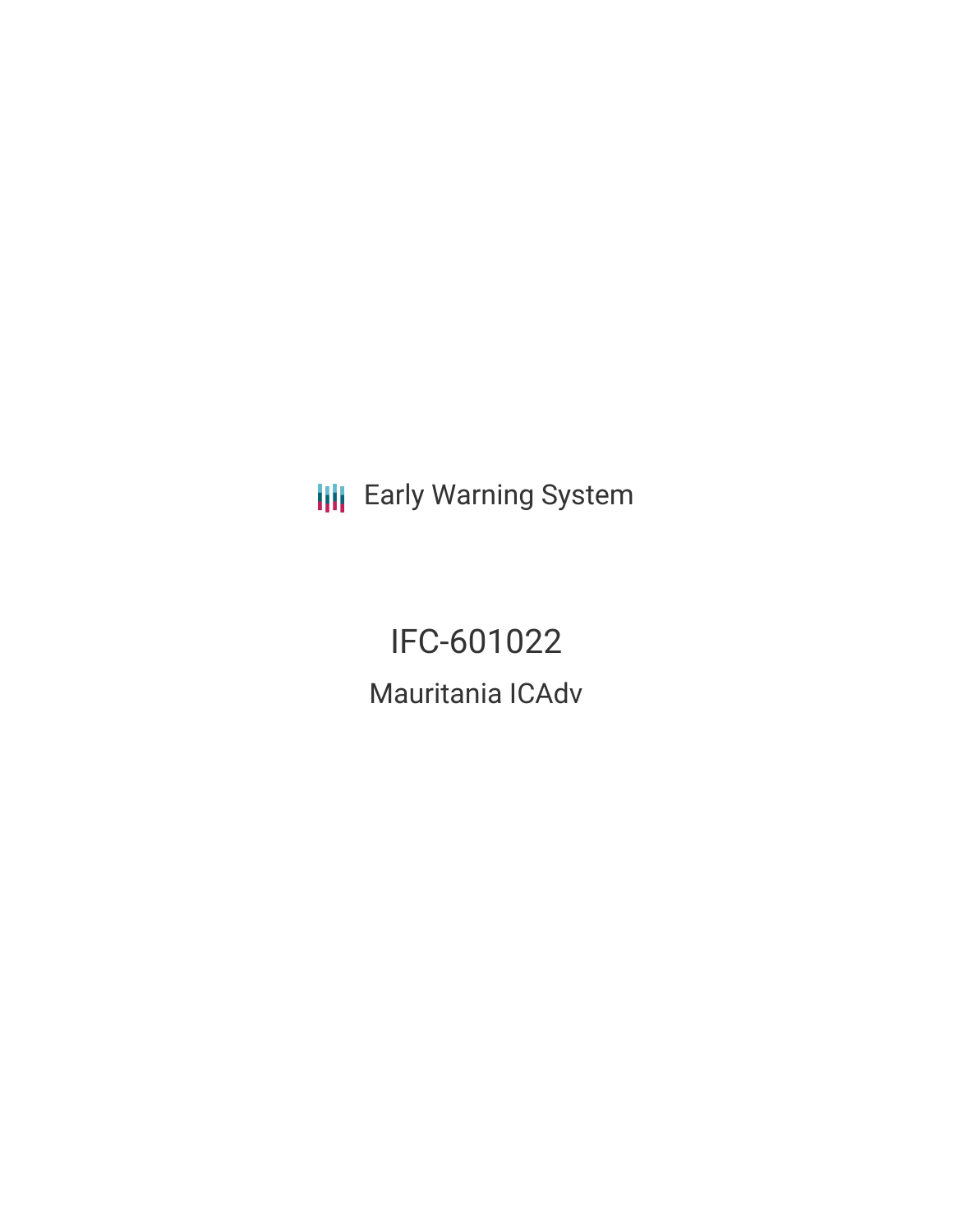Early Warning System

# IFC-601022

## Mauritania ICAdv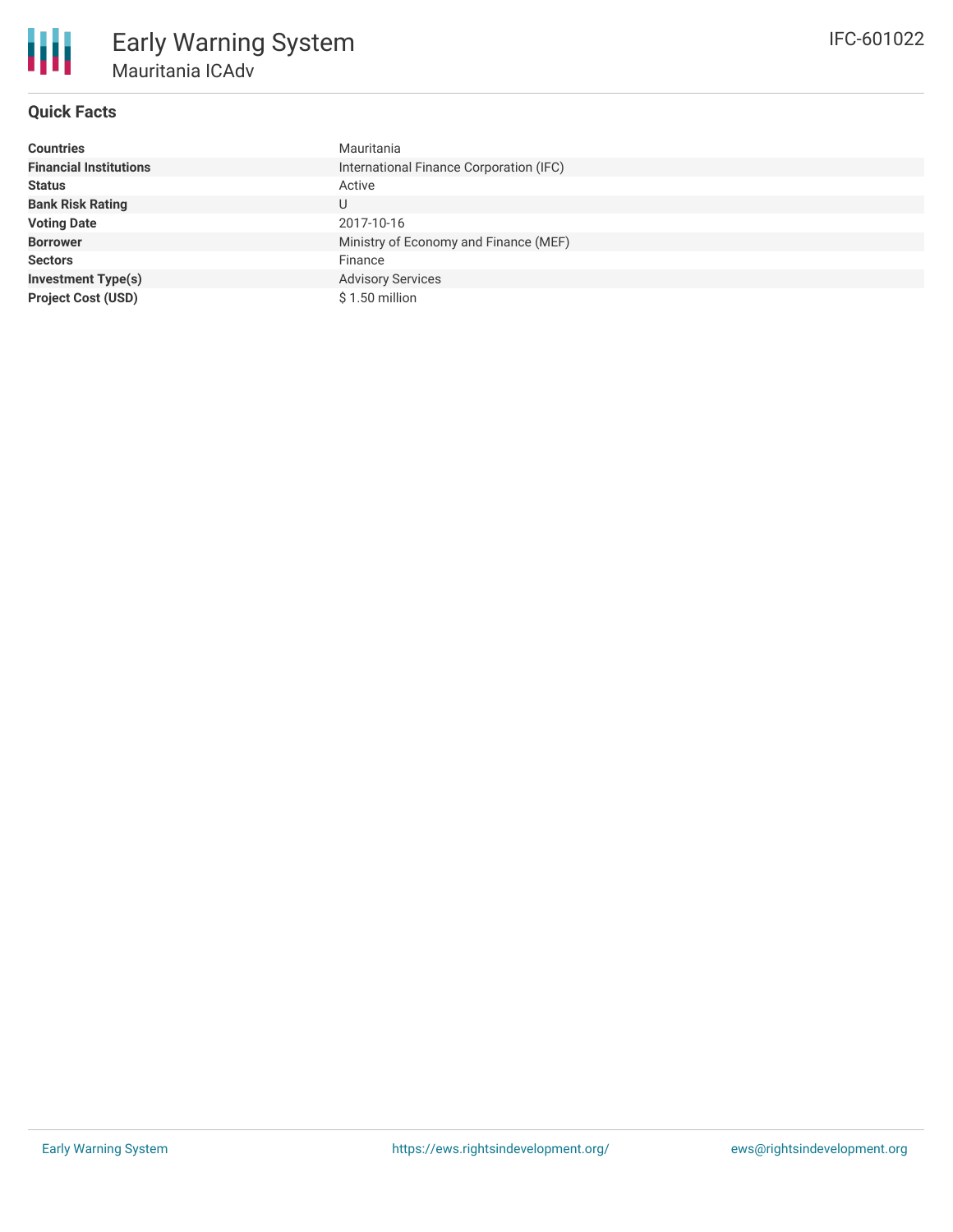# Early Warning System

## Mauritania ICAdv

IFC-601022

### Quick Facts

| | |
|---|---|
| **Countries** | Mauritania |
| **Financial Institutions** | International Finance Corporation (IFC) |
| **Status** | Active |
| **Bank Risk Rating** | U |
| **Voting Date** | 2017-10-16 |
| **Borrower** | Ministry of Economy and Finance (MEF) |
| **Sectors** | Finance |
| **Investment Type(s)** | Advisory Services |
| **Project Cost (USD)** | $ 1.50 million |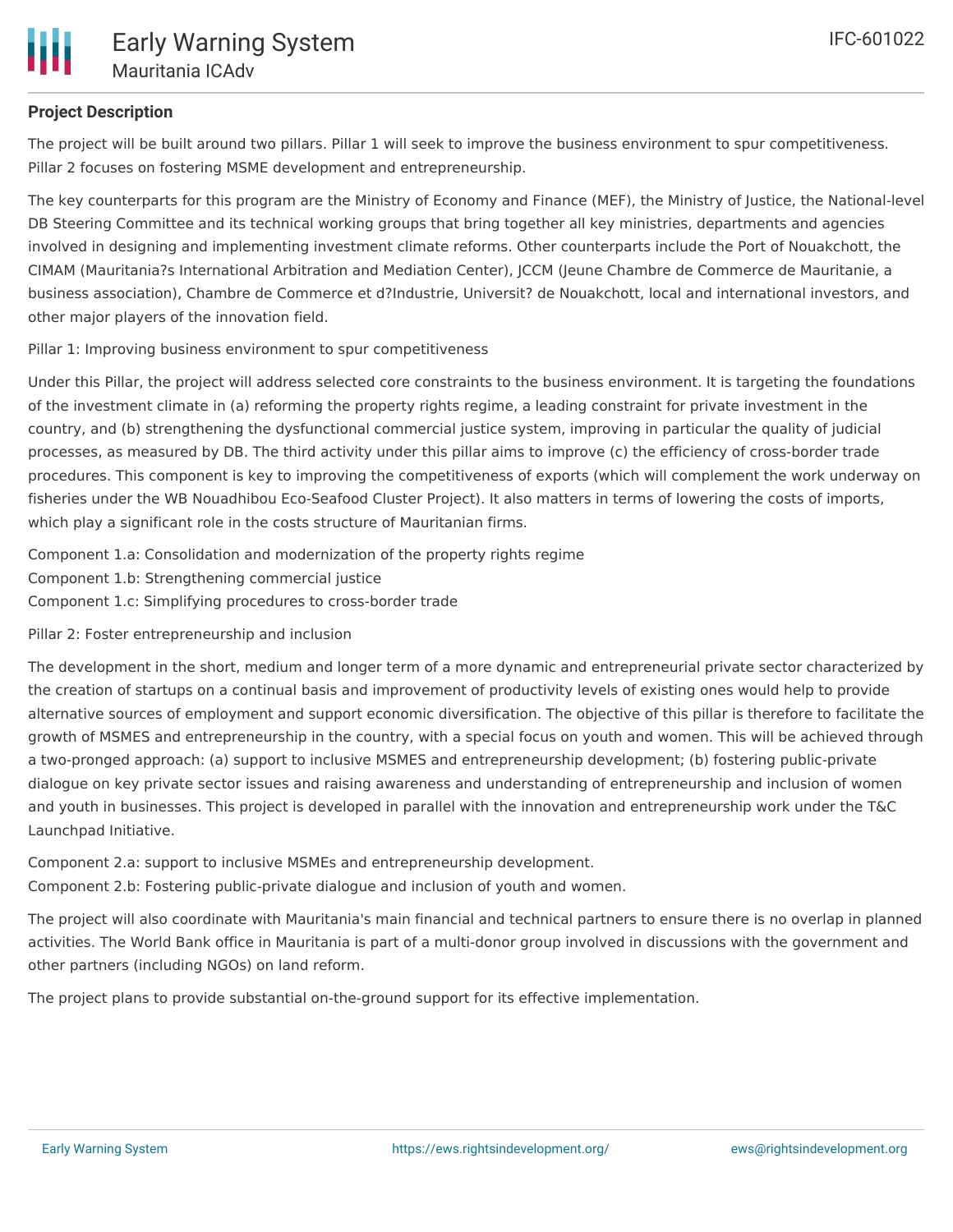## Project Description

The project will be built around two pillars. Pillar 1 will seek to improve the business environment to spur competitiveness. Pillar 2 focuses on fostering MSME development and entrepreneurship.

The key counterparts for this program are the Ministry of Economy and Finance (MEF), the Ministry of Justice, the National-level DB Steering Committee and its technical working groups that bring together all key ministries, departments and agencies involved in designing and implementing investment climate reforms. Other counterparts include the Port of Nouakchott, the CIMAM (Mauritania?s International Arbitration and Mediation Center), JCCM (Jeune Chambre de Commerce de Mauritanie, a business association), Chambre de Commerce et d?Industrie, Universit? de Nouakchott, local and international investors, and other major players of the innovation field.

Pillar 1: Improving business environment to spur competitiveness

Under this Pillar, the project will address selected core constraints to the business environment. It is targeting the foundations of the investment climate in (a) reforming the property rights regime, a leading constraint for private investment in the country, and (b) strengthening the dysfunctional commercial justice system, improving in particular the quality of judicial processes, as measured by DB. The third activity under this pillar aims to improve (c) the efficiency of cross-border trade procedures. This component is key to improving the competitiveness of exports (which will complement the work underway on fisheries under the WB Nouadhibou Eco-Seafood Cluster Project). It also matters in terms of lowering the costs of imports, which play a significant role in the costs structure of Mauritanian firms.

Component 1.a: Consolidation and modernization of the property rights regime
Component 1.b: Strengthening commercial justice
Component 1.c: Simplifying procedures to cross-border trade

Pillar 2: Foster entrepreneurship and inclusion

The development in the short, medium and longer term of a more dynamic and entrepreneurial private sector characterized by the creation of startups on a continual basis and improvement of productivity levels of existing ones would help to provide alternative sources of employment and support economic diversification. The objective of this pillar is therefore to facilitate the growth of MSMES and entrepreneurship in the country, with a special focus on youth and women. This will be achieved through a two-pronged approach: (a) support to inclusive MSMES and entrepreneurship development; (b) fostering public-private dialogue on key private sector issues and raising awareness and understanding of entrepreneurship and inclusion of women and youth in businesses. This project is developed in parallel with the innovation and entrepreneurship work under the T&C Launchpad Initiative.

Component 2.a: support to inclusive MSMEs and entrepreneurship development.
Component 2.b: Fostering public-private dialogue and inclusion of youth and women.

The project will also coordinate with Mauritania's main financial and technical partners to ensure there is no overlap in planned activities. The World Bank office in Mauritania is part of a multi-donor group involved in discussions with the government and other partners (including NGOs) on land reform.

The project plans to provide substantial on-the-ground support for its effective implementation.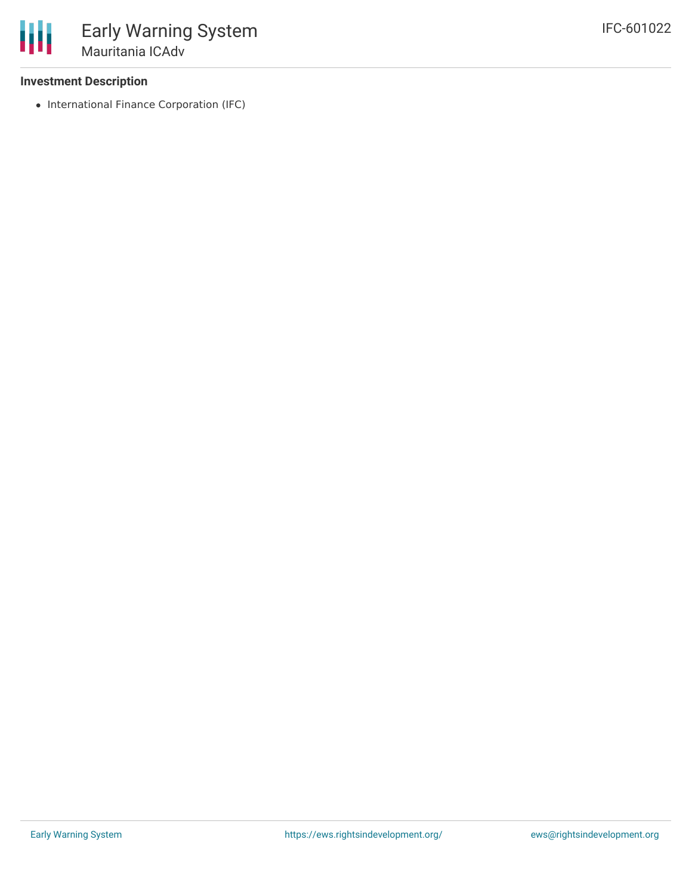### Investment Description

- International Finance Corporation (IFC)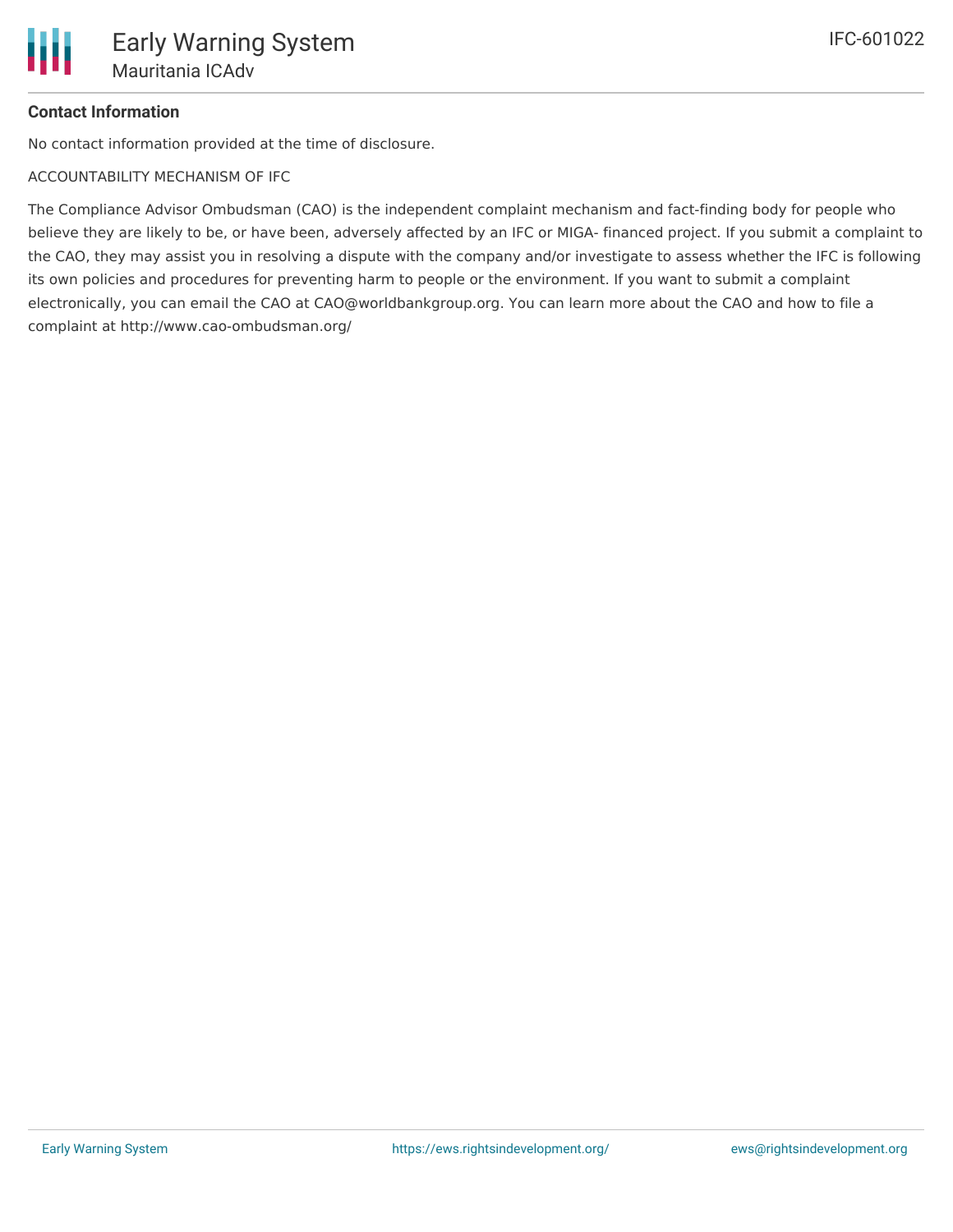### Contact Information

No contact information provided at the time of disclosure.

ACCOUNTABILITY MECHANISM OF IFC

The Compliance Advisor Ombudsman (CAO) is the independent complaint mechanism and fact-finding body for people who believe they are likely to be, or have been, adversely affected by an IFC or MIGA- financed project. If you submit a complaint to the CAO, they may assist you in resolving a dispute with the company and/or investigate to assess whether the IFC is following its own policies and procedures for preventing harm to people or the environment. If you want to submit a complaint electronically, you can email the CAO at CAO@worldbankgroup.org. You can learn more about the CAO and how to file a complaint at http://www.cao-ombudsman.org/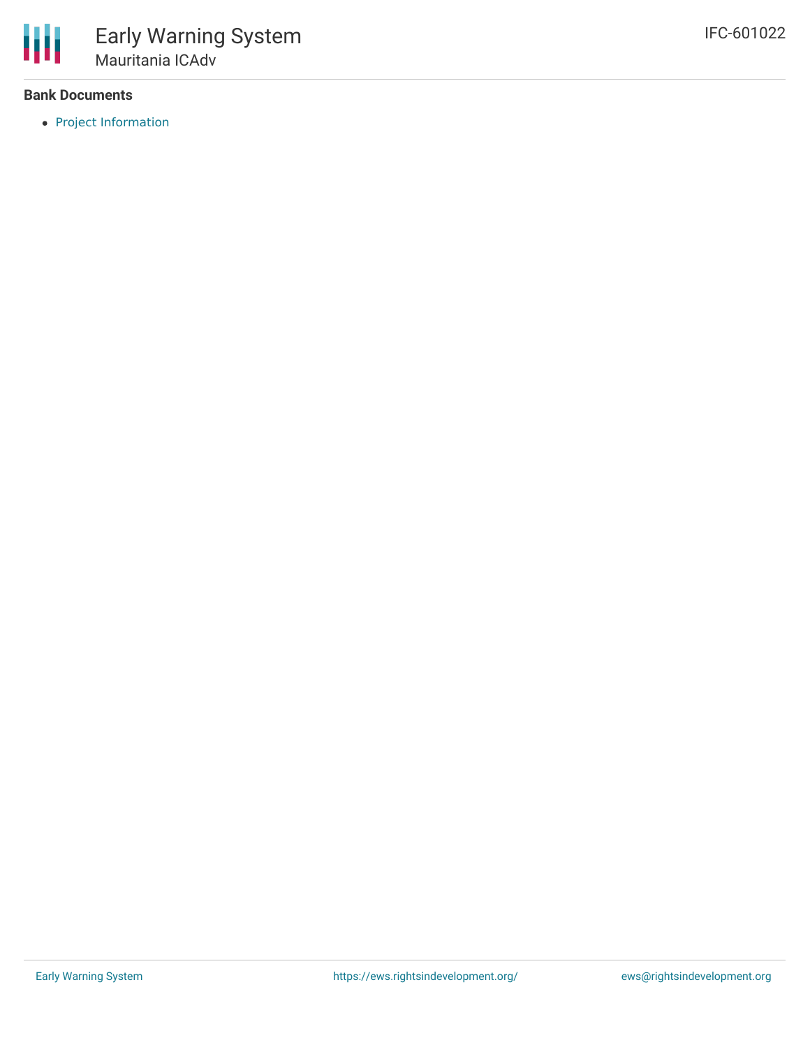**Bank Documents**

- Project Information